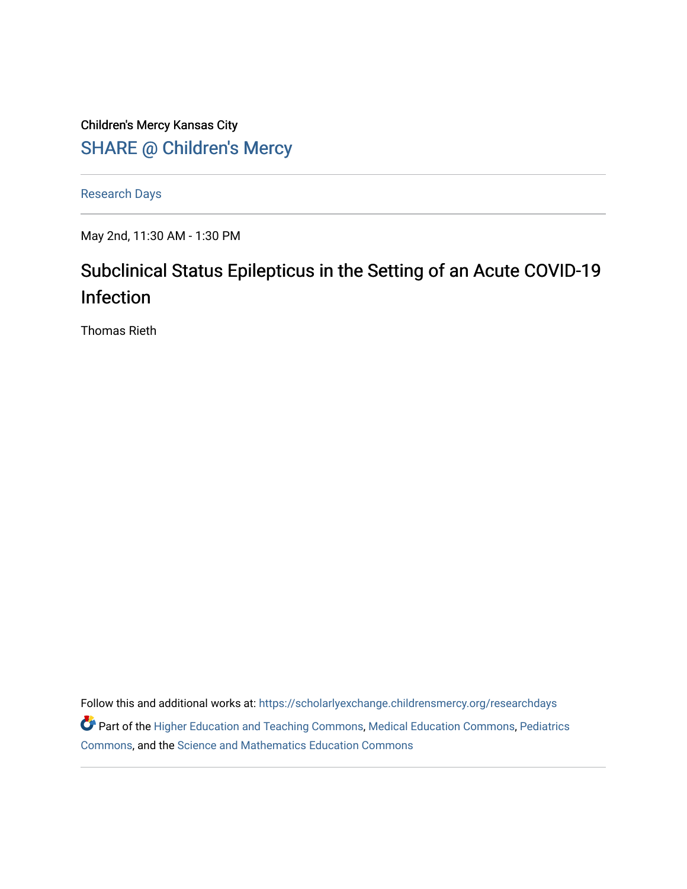Children's Mercy Kansas City

SHARE @ Children's Mercy

Research Days

May 2nd, 11:30 AM - 1:30 PM

# Subclinical Status Epilepticus in the Setting of an Acute COVID-19 Infection

Thomas Rieth

Follow this and additional works at: https://scholarlyexchange.childrensmercy.org/researchdays

Part of the Higher Education and Teaching Commons, Medical Education Commons, Pediatrics Commons, and the Science and Mathematics Education Commons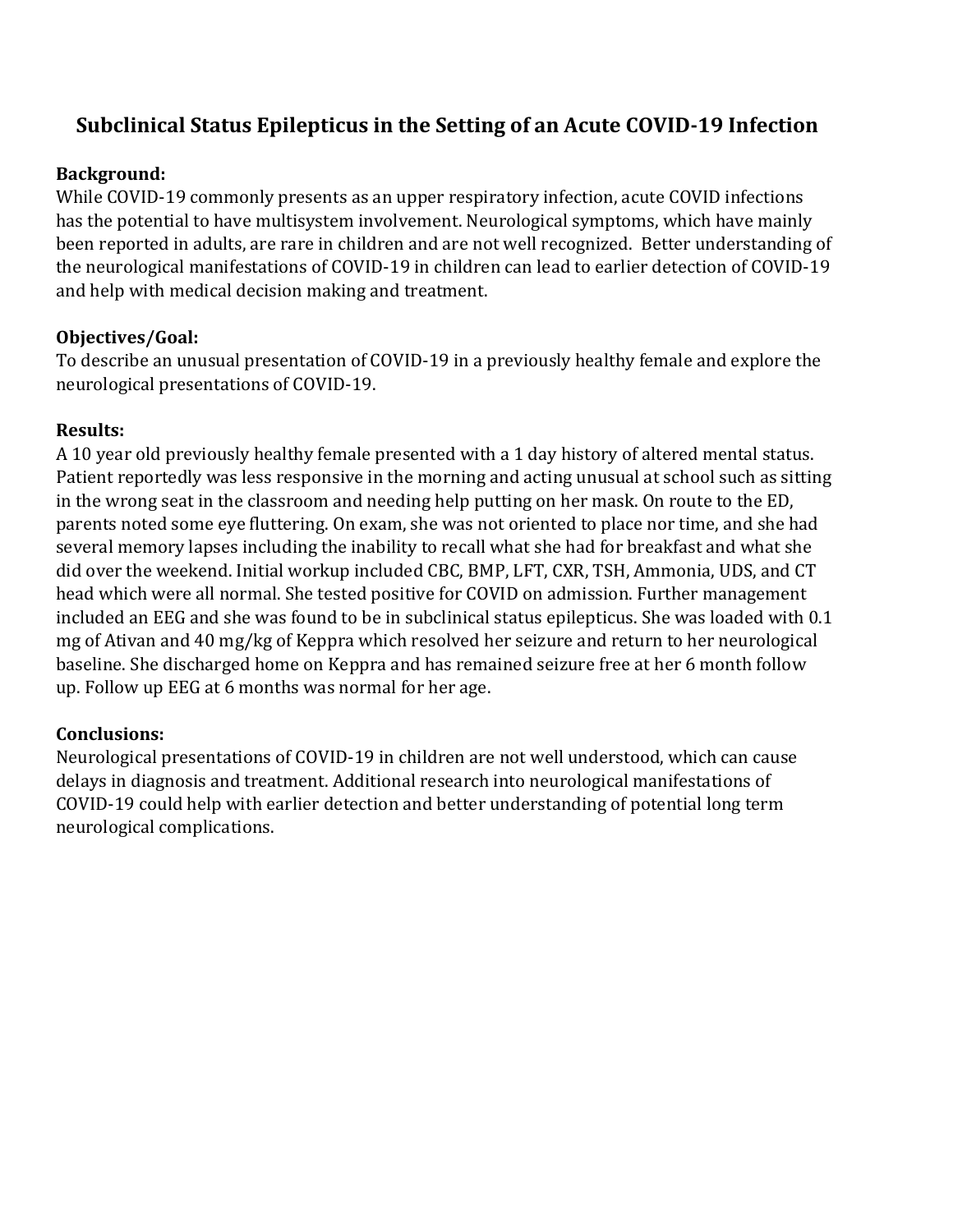# Subclinical Status Epilepticus in the Setting of an Acute COVID-19 Infection

**Background:**

While COVID-19 commonly presents as an upper respiratory infection, acute COVID infections has the potential to have multisystem involvement. Neurological symptoms, which have mainly been reported in adults, are rare in children and are not well recognized. Better understanding of the neurological manifestations of COVID-19 in children can lead to earlier detection of COVID-19 and help with medical decision making and treatment.

**Objectives/Goal:**

To describe an unusual presentation of COVID-19 in a previously healthy female and explore the neurological presentations of COVID-19.

**Results:**

A 10 year old previously healthy female presented with a 1 day history of altered mental status. Patient reportedly was less responsive in the morning and acting unusual at school such as sitting in the wrong seat in the classroom and needing help putting on her mask. On route to the ED, parents noted some eye fluttering. On exam, she was not oriented to place nor time, and she had several memory lapses including the inability to recall what she had for breakfast and what she did over the weekend. Initial workup included CBC, BMP, LFT, CXR, TSH, Ammonia, UDS, and CT head which were all normal. She tested positive for COVID on admission. Further management included an EEG and she was found to be in subclinical status epilepticus. She was loaded with 0.1 mg of Ativan and 40 mg/kg of Keppra which resolved her seizure and return to her neurological baseline. She discharged home on Keppra and has remained seizure free at her 6 month follow up. Follow up EEG at 6 months was normal for her age.

**Conclusions:**

Neurological presentations of COVID-19 in children are not well understood, which can cause delays in diagnosis and treatment. Additional research into neurological manifestations of COVID-19 could help with earlier detection and better understanding of potential long term neurological complications.